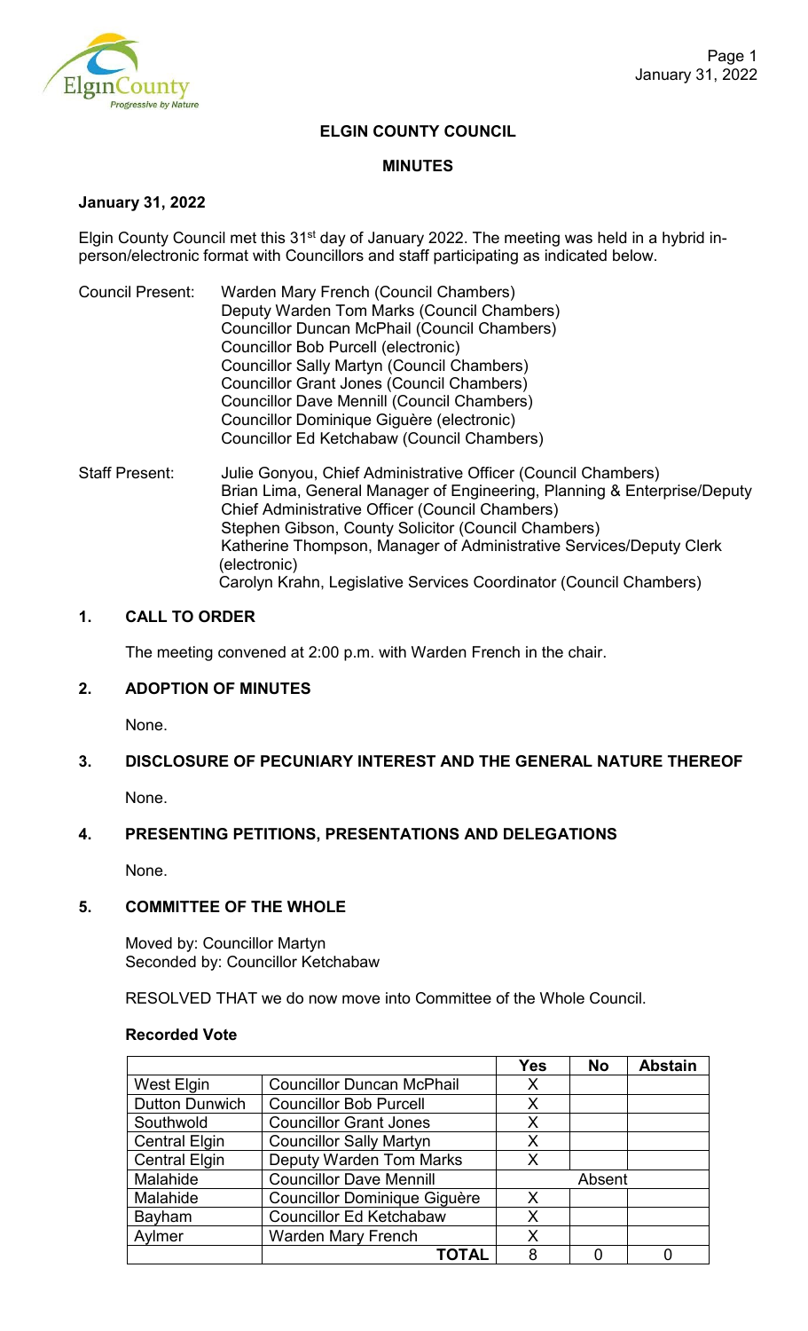## ELGIN COUNTY COUNCIL

## MINUTES

**January 31, 2022**

Elgin County Council met this 31st day of January 2022. The meeting was held in a hybrid in-person/electronic format with Councillors and staff participating as indicated below.

Council Present: Warden Mary French (Council Chambers)
Deputy Warden Tom Marks (Council Chambers)
Councillor Duncan McPhail (Council Chambers)
Councillor Bob Purcell (electronic)
Councillor Sally Martyn (Council Chambers)
Councillor Grant Jones (Council Chambers)
Councillor Dave Mennill (Council Chambers)
Councillor Dominique Giguère (electronic)
Councillor Ed Ketchabaw (Council Chambers)

Staff Present: Julie Gonyou, Chief Administrative Officer (Council Chambers)
Brian Lima, General Manager of Engineering, Planning & Enterprise/Deputy Chief Administrative Officer (Council Chambers)
Stephen Gibson, County Solicitor (Council Chambers)
Katherine Thompson, Manager of Administrative Services/Deputy Clerk (electronic)
Carolyn Krahn, Legislative Services Coordinator (Council Chambers)

### 1. CALL TO ORDER

The meeting convened at 2:00 p.m. with Warden French in the chair.

### 2. ADOPTION OF MINUTES

None.

### 3. DISCLOSURE OF PECUNIARY INTEREST AND THE GENERAL NATURE THEREOF

None.

### 4. PRESENTING PETITIONS, PRESENTATIONS AND DELEGATIONS

None.

### 5. COMMITTEE OF THE WHOLE

Moved by: Councillor Martyn
Seconded by: Councillor Ketchabaw

RESOLVED THAT we do now move into Committee of the Whole Council.

**Recorded Vote**

| | | Yes | No | Abstain |
|---|---|---|---|---|
| West Elgin | Councillor Duncan McPhail | X | | |
| Dutton Dunwich | Councillor Bob Purcell | X | | |
| Southwold | Councillor Grant Jones | X | | |
| Central Elgin | Councillor Sally Martyn | X | | |
| Central Elgin | Deputy Warden Tom Marks | X | | |
| Malahide | Councillor Dave Mennill | | Absent | |
| Malahide | Councillor Dominique Giguère | X | | |
| Bayham | Councillor Ed Ketchabaw | X | | |
| Aylmer | Warden Mary French | X | | |
| | **TOTAL** | 8 | 0 | 0 |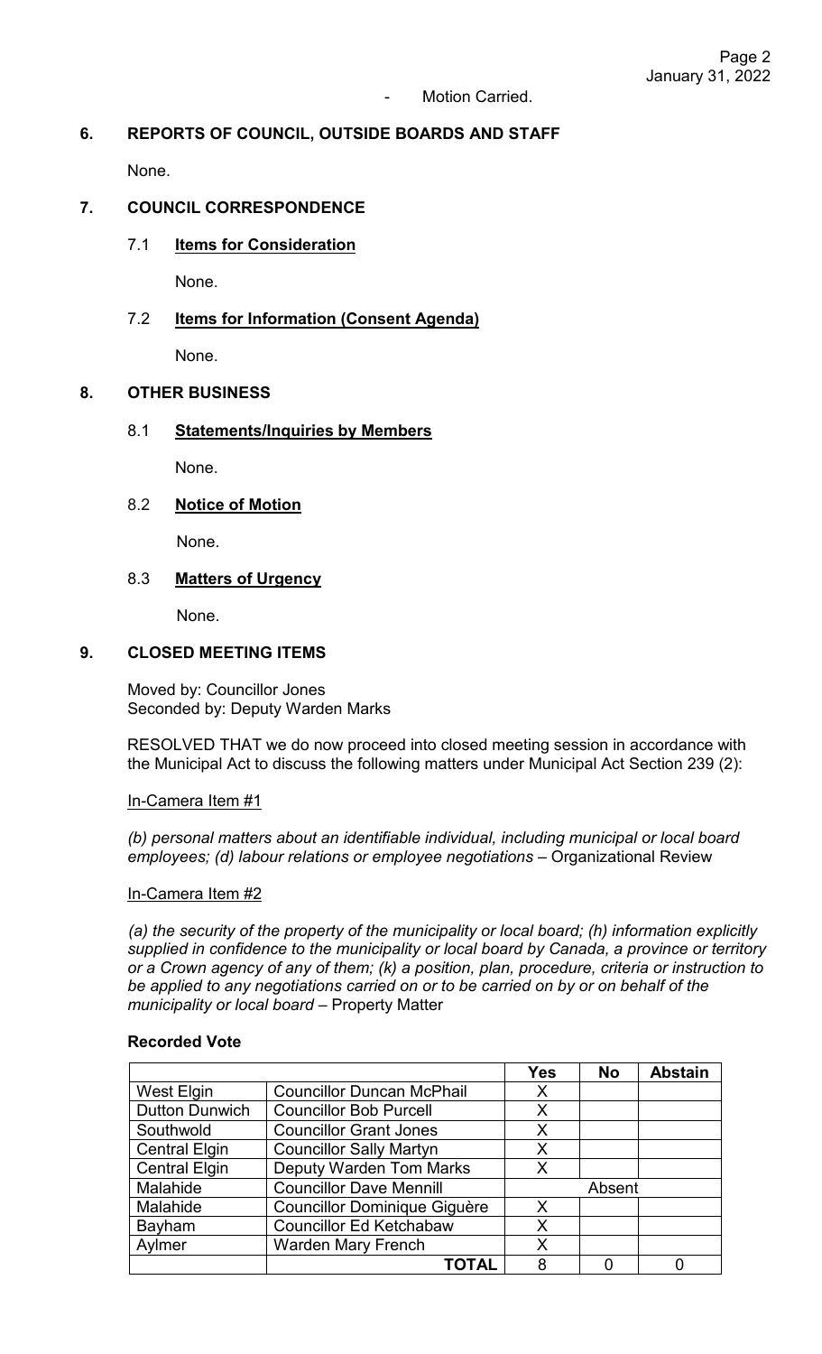- Motion Carried.

## 6. REPORTS OF COUNCIL, OUTSIDE BOARDS AND STAFF

None.

## 7. COUNCIL CORRESPONDENCE

### 7.1 **Items for Consideration**

None.

### 7.2 **Items for Information (Consent Agenda)**

None.

## 8. OTHER BUSINESS

### 8.1 **Statements/Inquiries by Members**

None.

### 8.2 **Notice of Motion**

None.

### 8.3 **Matters of Urgency**

None.

## 9. CLOSED MEETING ITEMS

Moved by: Councillor Jones
Seconded by: Deputy Warden Marks

RESOLVED THAT we do now proceed into closed meeting session in accordance with the Municipal Act to discuss the following matters under Municipal Act Section 239 (2):

In-Camera Item #1

*(b) personal matters about an identifiable individual, including municipal or local board employees; (d) labour relations or employee negotiations* – Organizational Review

In-Camera Item #2

*(a) the security of the property of the municipality or local board; (h) information explicitly supplied in confidence to the municipality or local board by Canada, a province or territory or a Crown agency of any of them; (k) a position, plan, procedure, criteria or instruction to be applied to any negotiations carried on or to be carried on by or on behalf of the municipality or local board* – Property Matter

**Recorded Vote**

| | | Yes | No | Abstain |
|---|---|---|---|---|
| West Elgin | Councillor Duncan McPhail | X | | |
| Dutton Dunwich | Councillor Bob Purcell | X | | |
| Southwold | Councillor Grant Jones | X | | |
| Central Elgin | Councillor Sally Martyn | X | | |
| Central Elgin | Deputy Warden Tom Marks | X | | |
| Malahide | Councillor Dave Mennill | | Absent | |
| Malahide | Councillor Dominique Giguère | X | | |
| Bayham | Councillor Ed Ketchabaw | X | | |
| Aylmer | Warden Mary French | X | | |
| | **TOTAL** | 8 | 0 | 0 |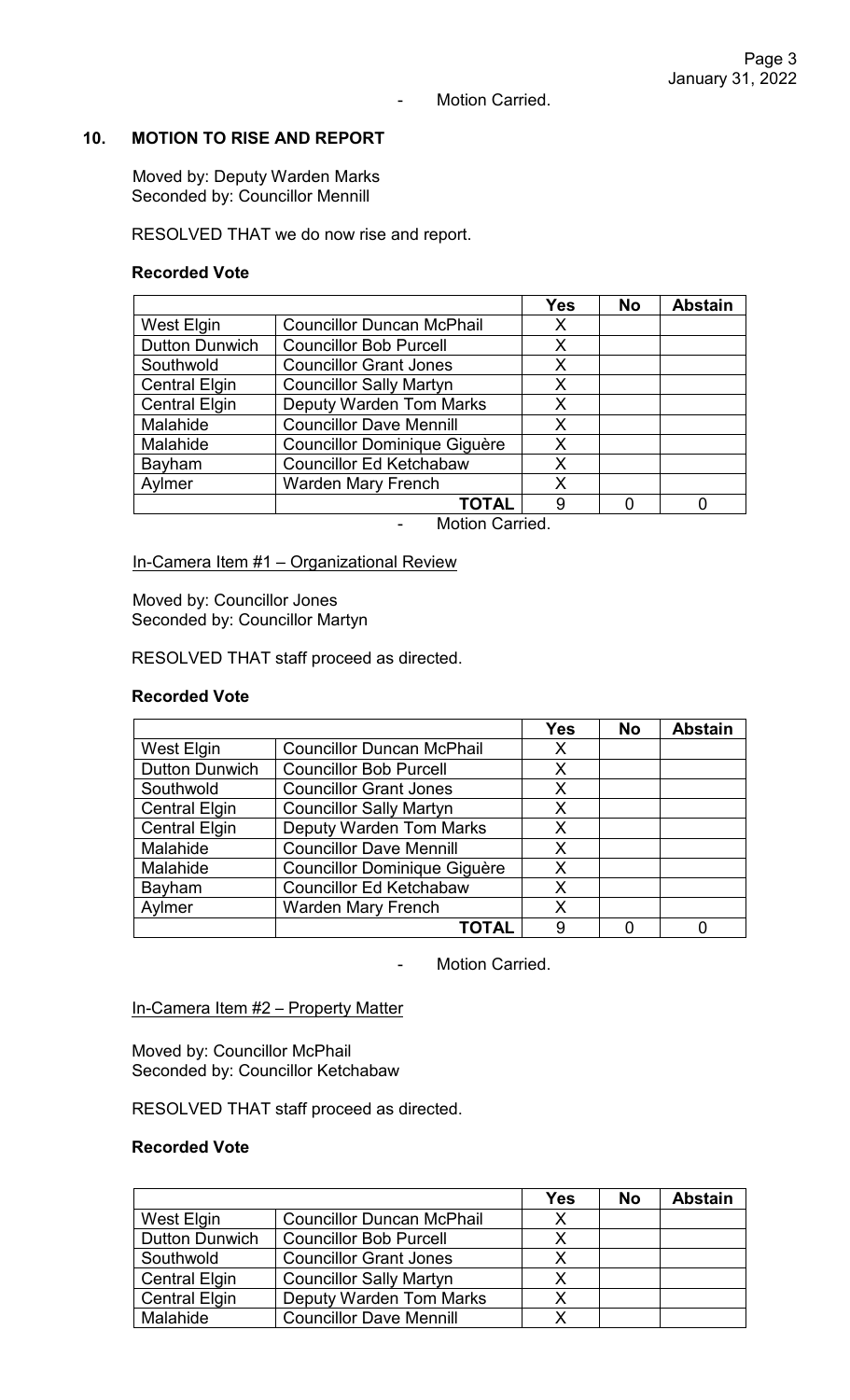- Motion Carried.

## 10. MOTION TO RISE AND REPORT

Moved by: Deputy Warden Marks
Seconded by: Councillor Mennill

RESOLVED THAT we do now rise and report.

**Recorded Vote**

| | | Yes | No | Abstain |
|---|---|---|---|---|
| West Elgin | Councillor Duncan McPhail | X | | |
| Dutton Dunwich | Councillor Bob Purcell | X | | |
| Southwold | Councillor Grant Jones | X | | |
| Central Elgin | Councillor Sally Martyn | X | | |
| Central Elgin | Deputy Warden Tom Marks | X | | |
| Malahide | Councillor Dave Mennill | X | | |
| Malahide | Councillor Dominique Giguère | X | | |
| Bayham | Councillor Ed Ketchabaw | X | | |
| Aylmer | Warden Mary French | X | | |
| | **TOTAL** | 9 | 0 | 0 |

- Motion Carried.

In-Camera Item #1 – Organizational Review

Moved by: Councillor Jones
Seconded by: Councillor Martyn

RESOLVED THAT staff proceed as directed.

**Recorded Vote**

| | | Yes | No | Abstain |
|---|---|---|---|---|
| West Elgin | Councillor Duncan McPhail | X | | |
| Dutton Dunwich | Councillor Bob Purcell | X | | |
| Southwold | Councillor Grant Jones | X | | |
| Central Elgin | Councillor Sally Martyn | X | | |
| Central Elgin | Deputy Warden Tom Marks | X | | |
| Malahide | Councillor Dave Mennill | X | | |
| Malahide | Councillor Dominique Giguère | X | | |
| Bayham | Councillor Ed Ketchabaw | X | | |
| Aylmer | Warden Mary French | X | | |
| | **TOTAL** | 9 | 0 | 0 |

- Motion Carried.

In-Camera Item #2 – Property Matter

Moved by: Councillor McPhail
Seconded by: Councillor Ketchabaw

RESOLVED THAT staff proceed as directed.

**Recorded Vote**

| | | Yes | No | Abstain |
|---|---|---|---|---|
| West Elgin | Councillor Duncan McPhail | X | | |
| Dutton Dunwich | Councillor Bob Purcell | X | | |
| Southwold | Councillor Grant Jones | X | | |
| Central Elgin | Councillor Sally Martyn | X | | |
| Central Elgin | Deputy Warden Tom Marks | X | | |
| Malahide | Councillor Dave Mennill | X | | |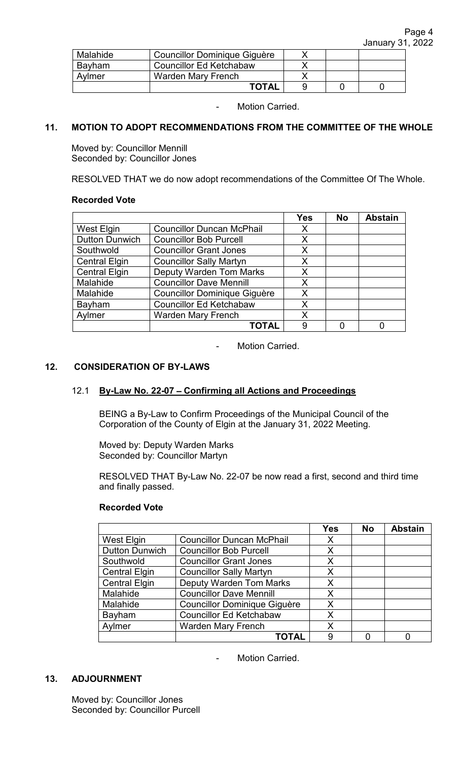| Malahide | Councillor Dominique Giguère | X | | |
|---|---|---|---|---|
| Bayham | Councillor Ed Ketchabaw | X | | |
| Aylmer | Warden Mary French | X | | |
| | **TOTAL** | 9 | 0 | 0 |

- Motion Carried.

## 11. MOTION TO ADOPT RECOMMENDATIONS FROM THE COMMITTEE OF THE WHOLE

Moved by: Councillor Mennill
Seconded by: Councillor Jones

RESOLVED THAT we do now adopt recommendations of the Committee Of The Whole.

**Recorded Vote**

| | | Yes | No | Abstain |
|---|---|---|---|---|
| West Elgin | Councillor Duncan McPhail | X | | |
| Dutton Dunwich | Councillor Bob Purcell | X | | |
| Southwold | Councillor Grant Jones | X | | |
| Central Elgin | Councillor Sally Martyn | X | | |
| Central Elgin | Deputy Warden Tom Marks | X | | |
| Malahide | Councillor Dave Mennill | X | | |
| Malahide | Councillor Dominique Giguère | X | | |
| Bayham | Councillor Ed Ketchabaw | X | | |
| Aylmer | Warden Mary French | X | | |
| | **TOTAL** | 9 | 0 | 0 |

- Motion Carried.

## 12. CONSIDERATION OF BY-LAWS

### 12.1 By-Law No. 22-07 – Confirming all Actions and Proceedings

BEING a By-Law to Confirm Proceedings of the Municipal Council of the Corporation of the County of Elgin at the January 31, 2022 Meeting.

Moved by: Deputy Warden Marks
Seconded by: Councillor Martyn

RESOLVED THAT By-Law No. 22-07 be now read a first, second and third time and finally passed.

**Recorded Vote**

| | | Yes | No | Abstain |
|---|---|---|---|---|
| West Elgin | Councillor Duncan McPhail | X | | |
| Dutton Dunwich | Councillor Bob Purcell | X | | |
| Southwold | Councillor Grant Jones | X | | |
| Central Elgin | Councillor Sally Martyn | X | | |
| Central Elgin | Deputy Warden Tom Marks | X | | |
| Malahide | Councillor Dave Mennill | X | | |
| Malahide | Councillor Dominique Giguère | X | | |
| Bayham | Councillor Ed Ketchabaw | X | | |
| Aylmer | Warden Mary French | X | | |
| | **TOTAL** | 9 | 0 | 0 |

- Motion Carried.

## 13. ADJOURNMENT

Moved by: Councillor Jones
Seconded by: Councillor Purcell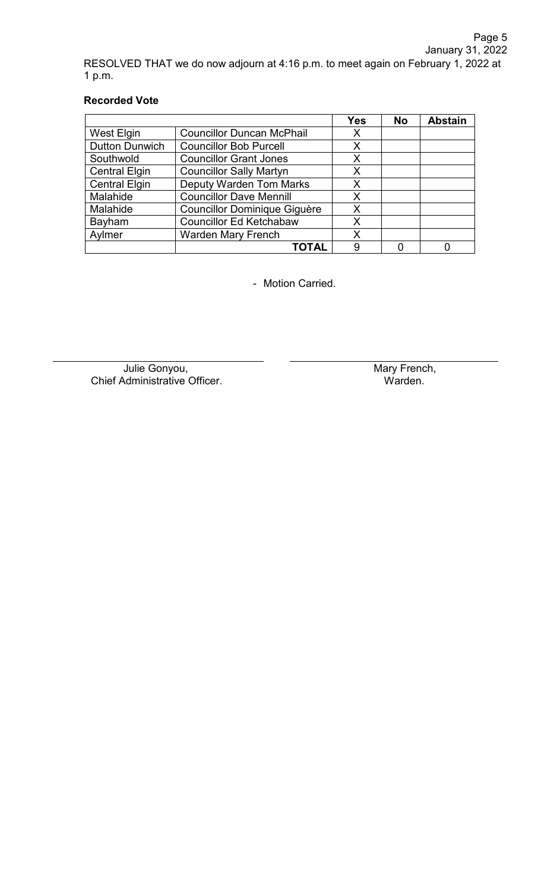RESOLVED THAT we do now adjourn at 4:16 p.m. to meet again on February 1, 2022 at 1 p.m.

**Recorded Vote**

| | | Yes | No | Abstain |
|---|---|---|---|---|
| West Elgin | Councillor Duncan McPhail | X | | |
| Dutton Dunwich | Councillor Bob Purcell | X | | |
| Southwold | Councillor Grant Jones | X | | |
| Central Elgin | Councillor Sally Martyn | X | | |
| Central Elgin | Deputy Warden Tom Marks | X | | |
| Malahide | Councillor Dave Mennill | X | | |
| Malahide | Councillor Dominique Giguère | X | | |
| Bayham | Councillor Ed Ketchabaw | X | | |
| Aylmer | Warden Mary French | X | | |
| | **TOTAL** | 9 | 0 | 0 |

- Motion Carried.

Julie Gonyou,
Chief Administrative Officer.

Mary French,
Warden.